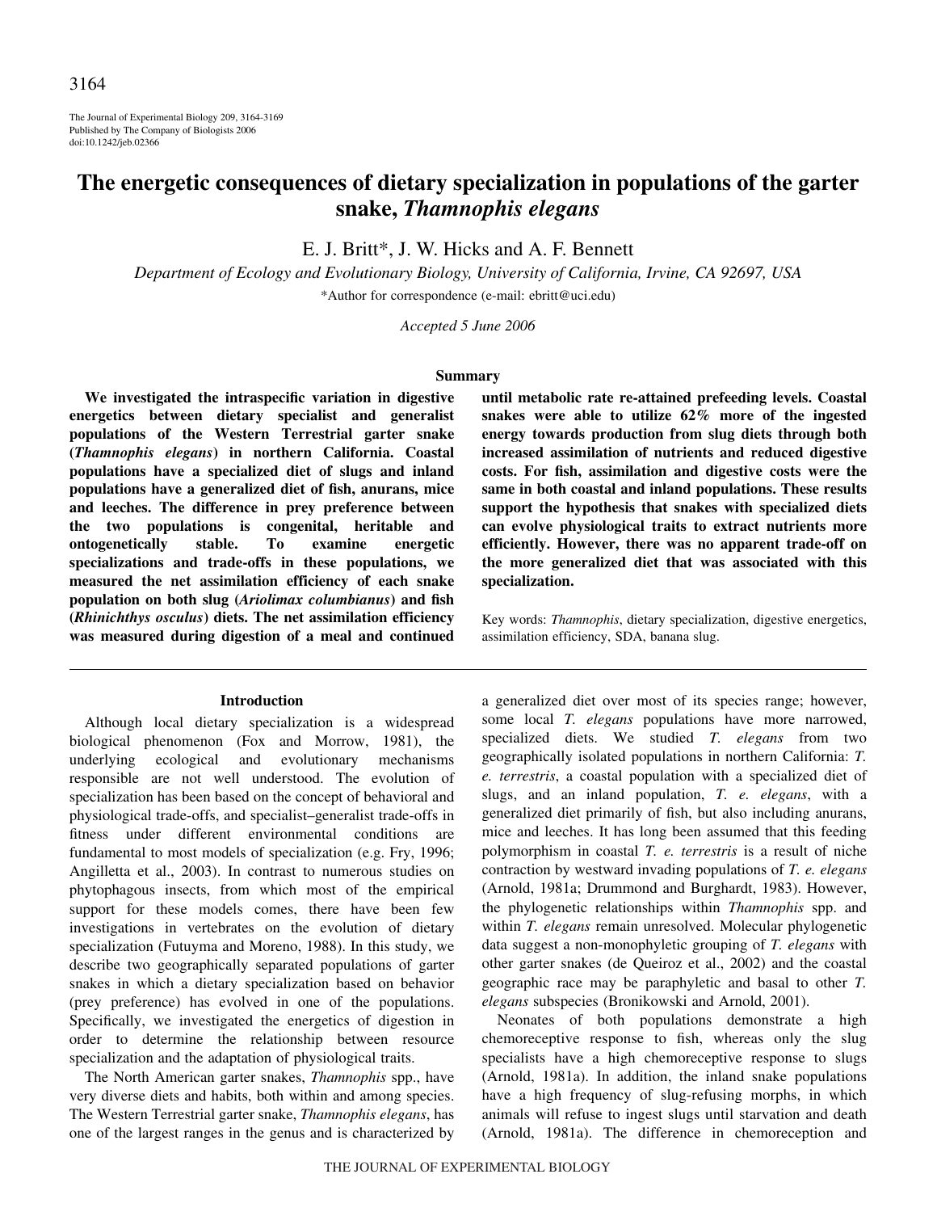# The energetic consequences of dietary specialization in populations of the garter snake, *Thamnophis elegans*

E. J. Britt*, J. W. Hicks and A. F. Bennett

*Department of Ecology and Evolutionary Biology, University of California, Irvine, CA 92697, USA*

*Author for correspondence (e-mail: ebritt@uci.edu)

*Accepted 5 June 2006*

## Summary

**We investigated the intraspecific variation in digestive energetics between dietary specialist and generalist populations of the Western Terrestrial garter snake (*Thamnophis elegans*) in northern California. Coastal populations have a specialized diet of slugs and inland populations have a generalized diet of fish, anurans, mice and leeches. The difference in prey preference between the two populations is congenital, heritable and ontogenetically stable. To examine energetic specializations and trade-offs in these populations, we measured the net assimilation efficiency of each snake population on both slug (*Ariolimax columbianus*) and fish (*Rhinichthys osculus*) diets. The net assimilation efficiency was measured during digestion of a meal and continued until metabolic rate re-attained prefeeding levels. Coastal snakes were able to utilize 62% more of the ingested energy towards production from slug diets through both increased assimilation of nutrients and reduced digestive costs. For fish, assimilation and digestive costs were the same in both coastal and inland populations. These results support the hypothesis that snakes with specialized diets can evolve physiological traits to extract nutrients more efficiently. However, there was no apparent trade-off on the more generalized diet that was associated with this specialization.**

Key words: *Thamnophis*, dietary specialization, digestive energetics, assimilation efficiency, SDA, banana slug.

## Introduction

Although local dietary specialization is a widespread biological phenomenon (Fox and Morrow, 1981), the underlying ecological and evolutionary mechanisms responsible are not well understood. The evolution of specialization has been based on the concept of behavioral and physiological trade-offs, and specialist–generalist trade-offs in fitness under different environmental conditions are fundamental to most models of specialization (e.g. Fry, 1996; Angilletta et al., 2003). In contrast to numerous studies on phytophagous insects, from which most of the empirical support for these models comes, there have been few investigations in vertebrates on the evolution of dietary specialization (Futuyma and Moreno, 1988). In this study, we describe two geographically separated populations of garter snakes in which a dietary specialization based on behavior (prey preference) has evolved in one of the populations. Specifically, we investigated the energetics of digestion in order to determine the relationship between resource specialization and the adaptation of physiological traits.

The North American garter snakes, *Thamnophis* spp., have very diverse diets and habits, both within and among species. The Western Terrestrial garter snake, *Thamnophis elegans*, has one of the largest ranges in the genus and is characterized by a generalized diet over most of its species range; however, some local *T. elegans* populations have more narrowed, specialized diets. We studied *T. elegans* from two geographically isolated populations in northern California: *T. e. terrestris*, a coastal population with a specialized diet of slugs, and an inland population, *T. e. elegans*, with a generalized diet primarily of fish, but also including anurans, mice and leeches. It has long been assumed that this feeding polymorphism in coastal *T. e. terrestris* is a result of niche contraction by westward invading populations of *T. e. elegans* (Arnold, 1981a; Drummond and Burghardt, 1983). However, the phylogenetic relationships within *Thamnophis* spp. and within *T. elegans* remain unresolved. Molecular phylogenetic data suggest a non-monophyletic grouping of *T. elegans* with other garter snakes (de Queiroz et al., 2002) and the coastal geographic race may be paraphyletic and basal to other *T. elegans* subspecies (Bronikowski and Arnold, 2001).

Neonates of both populations demonstrate a high chemoreceptive response to fish, whereas only the slug specialists have a high chemoreceptive response to slugs (Arnold, 1981a). In addition, the inland snake populations have a high frequency of slug-refusing morphs, in which animals will refuse to ingest slugs until starvation and death (Arnold, 1981a). The difference in chemoreception and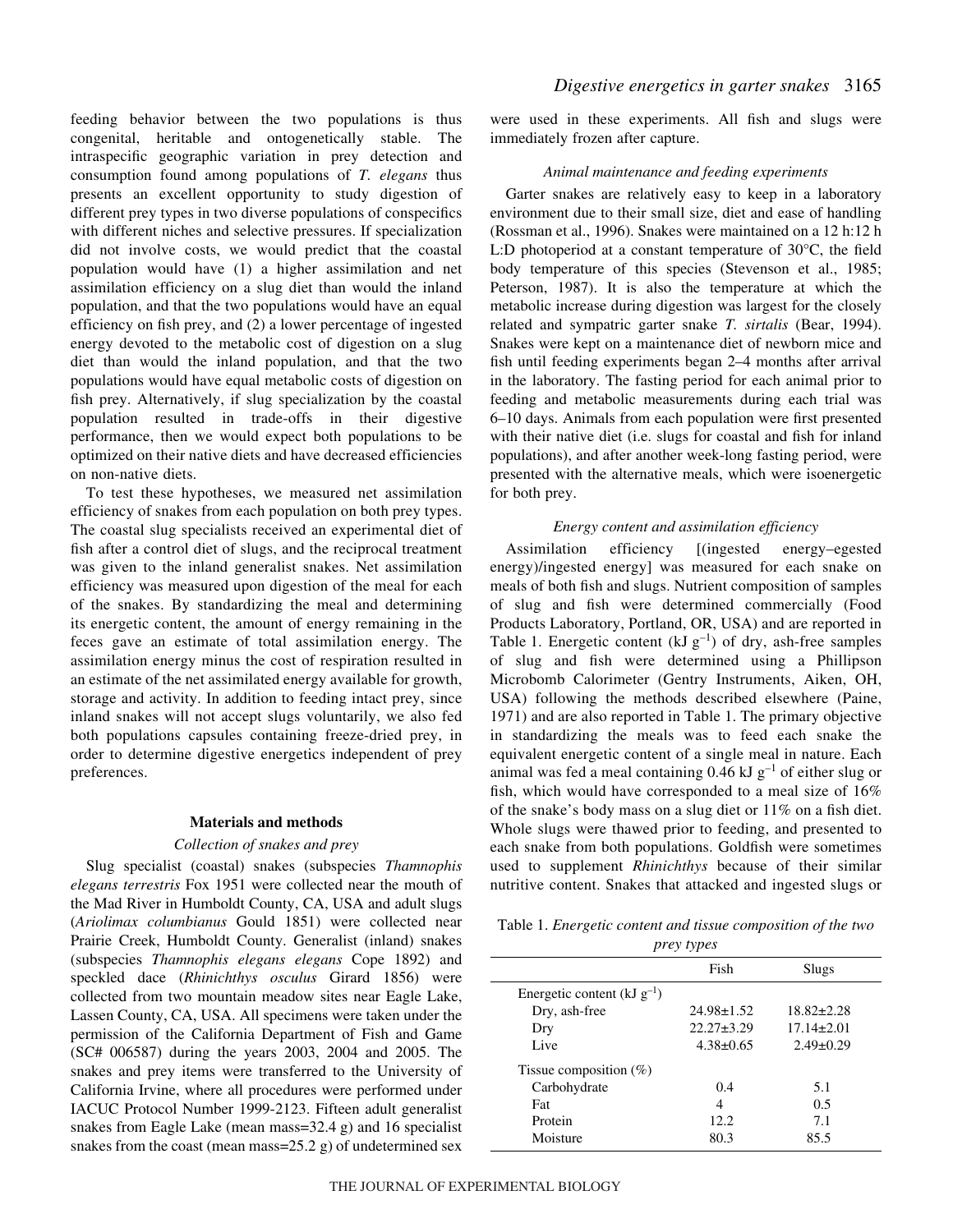feeding behavior between the two populations is thus congenital, heritable and ontogenetically stable. The intraspecific geographic variation in prey detection and consumption found among populations of *T. elegans* thus presents an excellent opportunity to study digestion of different prey types in two diverse populations of conspecifics with different niches and selective pressures. If specialization did not involve costs, we would predict that the coastal population would have (1) a higher assimilation and net assimilation efficiency on a slug diet than would the inland population, and that the two populations would have an equal efficiency on fish prey, and (2) a lower percentage of ingested energy devoted to the metabolic cost of digestion on a slug diet than would the inland population, and that the two populations would have equal metabolic costs of digestion on fish prey. Alternatively, if slug specialization by the coastal population resulted in trade-offs in their digestive performance, then we would expect both populations to be optimized on their native diets and have decreased efficiencies on non-native diets.

To test these hypotheses, we measured net assimilation efficiency of snakes from each population on both prey types. The coastal slug specialists received an experimental diet of fish after a control diet of slugs, and the reciprocal treatment was given to the inland generalist snakes. Net assimilation efficiency was measured upon digestion of the meal for each of the snakes. By standardizing the meal and determining its energetic content, the amount of energy remaining in the feces gave an estimate of total assimilation energy. The assimilation energy minus the cost of respiration resulted in an estimate of the net assimilated energy available for growth, storage and activity. In addition to feeding intact prey, since inland snakes will not accept slugs voluntarily, we also fed both populations capsules containing freeze-dried prey, in order to determine digestive energetics independent of prey preferences.

## Materials and methods

### Collection of snakes and prey

Slug specialist (coastal) snakes (subspecies *Thamnophis elegans terrestris* Fox 1951 were collected near the mouth of the Mad River in Humboldt County, CA, USA and adult slugs (*Ariolimax columbianus* Gould 1851) were collected near Prairie Creek, Humboldt County. Generalist (inland) snakes (subspecies *Thamnophis elegans elegans* Cope 1892) and speckled dace (*Rhinichthys osculus* Girard 1856) were collected from two mountain meadow sites near Eagle Lake, Lassen County, CA, USA. All specimens were taken under the permission of the California Department of Fish and Game (SC# 006587) during the years 2003, 2004 and 2005. The snakes and prey items were transferred to the University of California Irvine, where all procedures were performed under IACUC Protocol Number 1999-2123. Fifteen adult generalist snakes from Eagle Lake (mean mass=32.4 g) and 16 specialist snakes from the coast (mean mass=25.2 g) of undetermined sex were used in these experiments. All fish and slugs were immediately frozen after capture.

### Animal maintenance and feeding experiments

Garter snakes are relatively easy to keep in a laboratory environment due to their small size, diet and ease of handling (Rossman et al., 1996). Snakes were maintained on a 12 h:12 h L:D photoperiod at a constant temperature of 30°C, the field body temperature of this species (Stevenson et al., 1985; Peterson, 1987). It is also the temperature at which the metabolic increase during digestion was largest for the closely related and sympatric garter snake *T. sirtalis* (Bear, 1994). Snakes were kept on a maintenance diet of newborn mice and fish until feeding experiments began 2–4 months after arrival in the laboratory. The fasting period for each animal prior to feeding and metabolic measurements during each trial was 6–10 days. Animals from each population were first presented with their native diet (i.e. slugs for coastal and fish for inland populations), and after another week-long fasting period, were presented with the alternative meals, which were isoenergetic for both prey.

### Energy content and assimilation efficiency

Assimilation efficiency [(ingested energy–egested energy)/ingested energy] was measured for each snake on meals of both fish and slugs. Nutrient composition of samples of slug and fish were determined commercially (Food Products Laboratory, Portland, OR, USA) and are reported in Table 1. Energetic content (kJ $g^{-1}$) of dry, ash-free samples of slug and fish were determined using a Phillipson Microbomb Calorimeter (Gentry Instruments, Aiken, OH, USA) following the methods described elsewhere (Paine, 1971) and are also reported in Table 1. The primary objective in standardizing the meals was to feed each snake the equivalent energetic content of a single meal in nature. Each animal was fed a meal containing 0.46 kJ $g^{-1}$ of either slug or fish, which would have corresponded to a meal size of 16% of the snake's body mass on a slug diet or 11% on a fish diet. Whole slugs were thawed prior to feeding, and presented to each snake from both populations. Goldfish were sometimes used to supplement *Rhinichthys* because of their similar nutritive content. Snakes that attacked and ingested slugs or

Table 1. *Energetic content and tissue composition of the two prey types*

| | Fish | Slugs |
|---|---|---|
| Energetic content (kJ $g^{-1}$) | | |
| Dry, ash-free | 24.98±1.52 | 18.82±2.28 |
| Dry | 22.27±3.29 | 17.14±2.01 |
| Live | 4.38±0.65 | 2.49±0.29 |
| Tissue composition (%) | | |
| Carbohydrate | 0.4 | 5.1 |
| Fat | 4 | 0.5 |
| Protein | 12.2 | 7.1 |
| Moisture | 80.3 | 85.5 |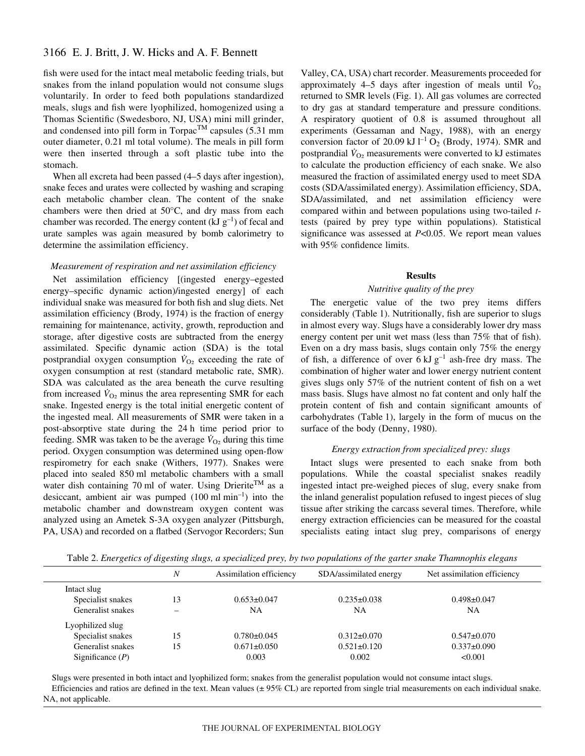fish were used for the intact meal metabolic feeding trials, but snakes from the inland population would not consume slugs voluntarily. In order to feed both populations standardized meals, slugs and fish were lyophilized, homogenized using a Thomas Scientific (Swedesboro, NJ, USA) mini mill grinder, and condensed into pill form in Torpac™ capsules (5.31 mm outer diameter, 0.21 ml total volume). The meals in pill form were then inserted through a soft plastic tube into the stomach.

When all excreta had been passed (4–5 days after ingestion), snake feces and urates were collected by washing and scraping each metabolic chamber clean. The content of the snake chambers were then dried at 50°C, and dry mass from each chamber was recorded. The energy content (kJ $g^{-1}$) of fecal and urate samples was again measured by bomb calorimetry to determine the assimilation efficiency.

### *Measurement of respiration and net assimilation efficiency*

Net assimilation efficiency [(ingested energy–egested energy–specific dynamic action)/ingested energy] of each individual snake was measured for both fish and slug diets. Net assimilation efficiency (Brody, 1974) is the fraction of energy remaining for maintenance, activity, growth, reproduction and storage, after digestive costs are subtracted from the energy assimilated. Specific dynamic action (SDA) is the total postprandial oxygen consumption $\dot{V}_{O_2}$ exceeding the rate of oxygen consumption at rest (standard metabolic rate, SMR). SDA was calculated as the area beneath the curve resulting from increased $\dot{V}_{O_2}$ minus the area representing SMR for each snake. Ingested energy is the total initial energetic content of the ingested meal. All measurements of SMR were taken in a post-absorptive state during the 24 h time period prior to feeding. SMR was taken to be the average $\dot{V}_{O_2}$ during this time period. Oxygen consumption was determined using open-flow respirometry for each snake (Withers, 1977). Snakes were placed into sealed 850 ml metabolic chambers with a small water dish containing 70 ml of water. Using Drierite™ as a desiccant, ambient air was pumped (100 ml $min^{-1}$) into the metabolic chamber and downstream oxygen content was analyzed using an Ametek S-3A oxygen analyzer (Pittsburgh, PA, USA) and recorded on a flatbed (Servogor Recorders; Sun Valley, CA, USA) chart recorder. Measurements proceeded for approximately 4–5 days after ingestion of meals until $\dot{V}_{O_2}$ returned to SMR levels (Fig. 1). All gas volumes are corrected to dry gas at standard temperature and pressure conditions. A respiratory quotient of 0.8 is assumed throughout all experiments (Gessaman and Nagy, 1988), with an energy conversion factor of 20.09 kJ $l^{-1}$ $O_2$ (Brody, 1974). SMR and postprandial $\dot{V}_{O_2}$ measurements were converted to kJ estimates to calculate the production efficiency of each snake. We also measured the fraction of assimilated energy used to meet SDA costs (SDA/assimilated energy). Assimilation efficiency, SDA, SDA/assimilated, and net assimilation efficiency were compared within and between populations using two-tailed *t*-tests (paired by prey type within populations). Statistical significance was assessed at $P<0.05$. We report mean values with 95% confidence limits.

## Results

### *Nutritive quality of the prey*

The energetic value of the two prey items differs considerably (Table 1). Nutritionally, fish are superior to slugs in almost every way. Slugs have a considerably lower dry mass energy content per unit wet mass (less than 75% that of fish). Even on a dry mass basis, slugs contain only 75% the energy of fish, a difference of over 6 kJ $g^{-1}$ ash-free dry mass. The combination of higher water and lower energy nutrient content gives slugs only 57% of the nutrient content of fish on a wet mass basis. Slugs have almost no fat content and only half the protein content of fish and contain significant amounts of carbohydrates (Table 1), largely in the form of mucus on the surface of the body (Denny, 1980).

### *Energy extraction from specialized prey: slugs*

Intact slugs were presented to each snake from both populations. While the coastal specialist snakes readily ingested intact pre-weighed pieces of slug, every snake from the inland generalist population refused to ingest pieces of slug tissue after striking the carcass several times. Therefore, while energy extraction efficiencies can be measured for the coastal specialists eating intact slug prey, comparisons of energy

Table 2. *Energetics of digesting slugs, a specialized prey, by two populations of the garter snake Thamnophis elegans*

| | *N* | Assimilation efficiency | SDA/assimilated energy | Net assimilation efficiency |
|---|---|---|---|---|
| Intact slug | | | | |
| Specialist snakes | 13 | 0.653±0.047 | 0.235±0.038 | 0.498±0.047 |
| Generalist snakes | – | NA | NA | NA |
| Lyophilized slug | | | | |
| Specialist snakes | 15 | 0.780±0.045 | 0.312±0.070 | 0.547±0.070 |
| Generalist snakes | 15 | 0.671±0.050 | 0.521±0.120 | 0.337±0.090 |
| Significance (*P*) | | 0.003 | 0.002 | <0.001 |

Slugs were presented in both intact and lyophilized form; snakes from the generalist population would not consume intact slugs.

Efficiencies and ratios are defined in the text. Mean values (± 95% CL) are reported from single trial measurements on each individual snake. NA, not applicable.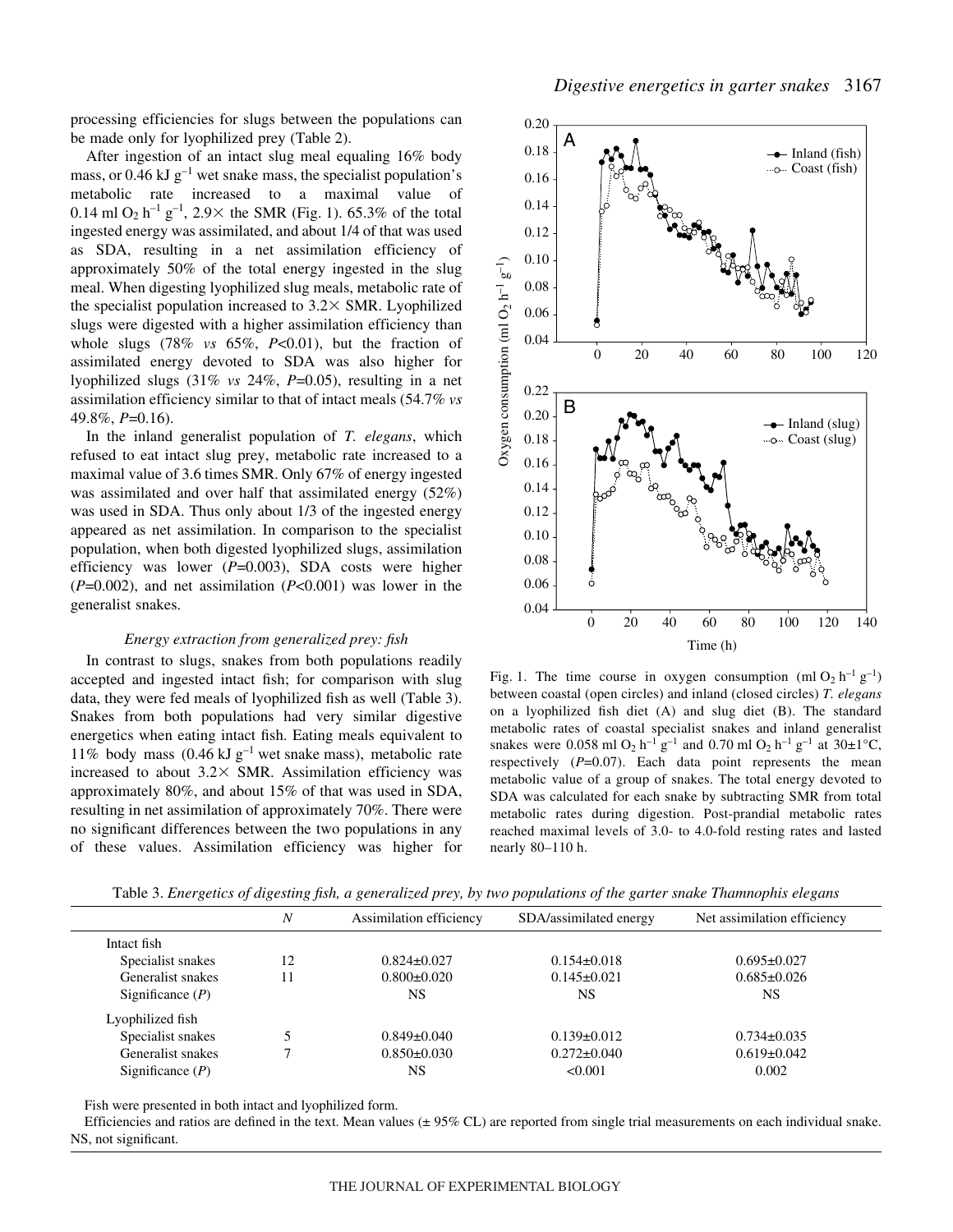processing efficiencies for slugs between the populations can be made only for lyophilized prey (Table 2).

After ingestion of an intact slug meal equaling 16% body mass, or 0.46 kJ $g^{-1}$ wet snake mass, the specialist population's metabolic rate increased to a maximal value of 0.14 ml $O_2$ $h^{-1}$ $g^{-1}$, 2.9× the SMR (Fig. 1). 65.3% of the total ingested energy was assimilated, and about 1/4 of that was used as SDA, resulting in a net assimilation efficiency of approximately 50% of the total energy ingested in the slug meal. When digesting lyophilized slug meals, metabolic rate of the specialist population increased to 3.2× SMR. Lyophilized slugs were digested with a higher assimilation efficiency than whole slugs (78% *vs* 65%, $P<0.01$), but the fraction of assimilated energy devoted to SDA was also higher for lyophilized slugs (31% *vs* 24%, $P=0.05$), resulting in a net assimilation efficiency similar to that of intact meals (54.7% *vs* 49.8%, $P=0.16$).

In the inland generalist population of *T. elegans*, which refused to eat intact slug prey, metabolic rate increased to a maximal value of 3.6 times SMR. Only 67% of energy ingested was assimilated and over half that assimilated energy (52%) was used in SDA. Thus only about 1/3 of the ingested energy appeared as net assimilation. In comparison to the specialist population, when both digested lyophilized slugs, assimilation efficiency was lower ($P=0.003$), SDA costs were higher ($P=0.002$), and net assimilation ($P<0.001$) was lower in the generalist snakes.

### *Energy extraction from generalized prey: fish*

In contrast to slugs, snakes from both populations readily accepted and ingested intact fish; for comparison with slug data, they were fed meals of lyophilized fish as well (Table 3). Snakes from both populations had very similar digestive energetics when eating intact fish. Eating meals equivalent to 11% body mass (0.46 kJ $g^{-1}$ wet snake mass), metabolic rate increased to about 3.2× SMR. Assimilation efficiency was approximately 80%, and about 15% of that was used in SDA, resulting in net assimilation of approximately 70%. There were no significant differences between the two populations in any of these values. Assimilation efficiency was higher for

Fig. 1. The time course in oxygen consumption (ml $O_2$ $h^{-1}$ $g^{-1}$) between coastal (open circles) and inland (closed circles) *T. elegans* on a lyophilized fish diet (A) and slug diet (B). The standard metabolic rates of coastal specialist snakes and inland generalist snakes were 0.058 ml $O_2$ $h^{-1}$ $g^{-1}$ and 0.70 ml $O_2$ $h^{-1}$ $g^{-1}$ at 30±1°C, respectively ($P=0.07$). Each data point represents the mean metabolic value of a group of snakes. The total energy devoted to SDA was calculated for each snake by subtracting SMR from total metabolic rates during digestion. Post-prandial metabolic rates reached maximal levels of 3.0- to 4.0-fold resting rates and lasted nearly 80–110 h.

Table 3. *Energetics of digesting fish, a generalized prey, by two populations of the garter snake Thamnophis elegans*

| | *N* | Assimilation efficiency | SDA/assimilated energy | Net assimilation efficiency |
|---|---|---|---|---|
| Intact fish | | | | |
| Specialist snakes | 12 | 0.824±0.027 | 0.154±0.018 | 0.695±0.027 |
| Generalist snakes | 11 | 0.800±0.020 | 0.145±0.021 | 0.685±0.026 |
| Significance (*P*) | | NS | NS | NS |
| Lyophilized fish | | | | |
| Specialist snakes | 5 | 0.849±0.040 | 0.139±0.012 | 0.734±0.035 |
| Generalist snakes | 7 | 0.850±0.030 | 0.272±0.040 | 0.619±0.042 |
| Significance (*P*) | | NS | <0.001 | 0.002 |

Fish were presented in both intact and lyophilized form.

Efficiencies and ratios are defined in the text. Mean values (± 95% CL) are reported from single trial measurements on each individual snake. NS, not significant.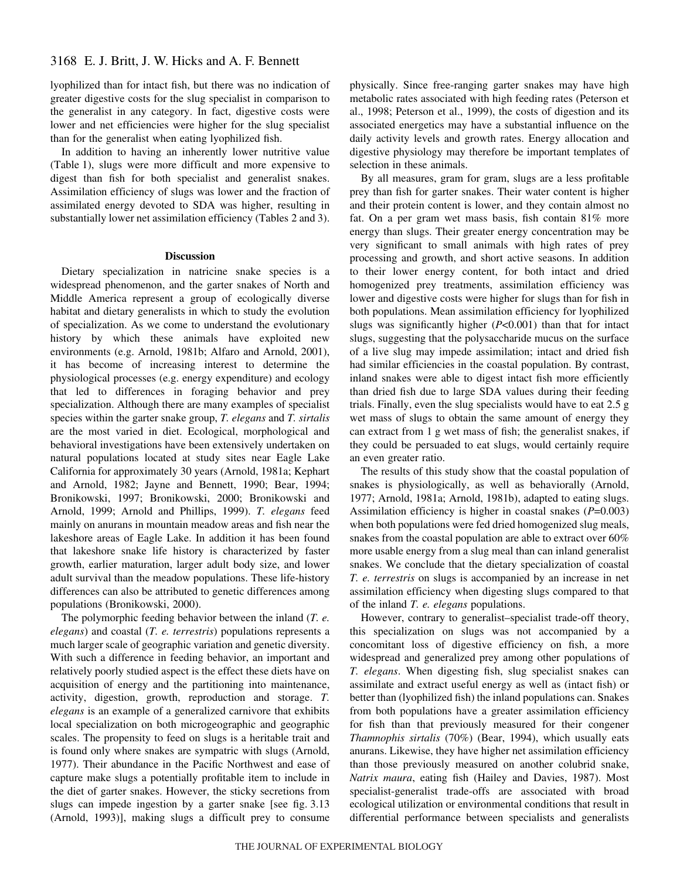lyophilized than for intact fish, but there was no indication of greater digestive costs for the slug specialist in comparison to the generalist in any category. In fact, digestive costs were lower and net efficiencies were higher for the slug specialist than for the generalist when eating lyophilized fish.

In addition to having an inherently lower nutritive value (Table 1), slugs were more difficult and more expensive to digest than fish for both specialist and generalist snakes. Assimilation efficiency of slugs was lower and the fraction of assimilated energy devoted to SDA was higher, resulting in substantially lower net assimilation efficiency (Tables 2 and 3).

## Discussion

Dietary specialization in natricine snake species is a widespread phenomenon, and the garter snakes of North and Middle America represent a group of ecologically diverse habitat and dietary generalists in which to study the evolution of specialization. As we come to understand the evolutionary history by which these animals have exploited new environments (e.g. Arnold, 1981b; Alfaro and Arnold, 2001), it has become of increasing interest to determine the physiological processes (e.g. energy expenditure) and ecology that led to differences in foraging behavior and prey specialization. Although there are many examples of specialist species within the garter snake group, *T. elegans* and *T. sirtalis* are the most varied in diet. Ecological, morphological and behavioral investigations have been extensively undertaken on natural populations located at study sites near Eagle Lake California for approximately 30 years (Arnold, 1981a; Kephart and Arnold, 1982; Jayne and Bennett, 1990; Bear, 1994; Bronikowski, 1997; Bronikowski, 2000; Bronikowski and Arnold, 1999; Arnold and Phillips, 1999). *T. elegans* feed mainly on anurans in mountain meadow areas and fish near the lakeshore areas of Eagle Lake. In addition it has been found that lakeshore snake life history is characterized by faster growth, earlier maturation, larger adult body size, and lower adult survival than the meadow populations. These life-history differences can also be attributed to genetic differences among populations (Bronikowski, 2000).

The polymorphic feeding behavior between the inland (*T. e. elegans*) and coastal (*T. e. terrestris*) populations represents a much larger scale of geographic variation and genetic diversity. With such a difference in feeding behavior, an important and relatively poorly studied aspect is the effect these diets have on acquisition of energy and the partitioning into maintenance, activity, digestion, growth, reproduction and storage. *T. elegans* is an example of a generalized carnivore that exhibits local specialization on both microgeographic and geographic scales. The propensity to feed on slugs is a heritable trait and is found only where snakes are sympatric with slugs (Arnold, 1977). Their abundance in the Pacific Northwest and ease of capture make slugs a potentially profitable item to include in the diet of garter snakes. However, the sticky secretions from slugs can impede ingestion by a garter snake [see fig. 3.13 (Arnold, 1993)], making slugs a difficult prey to consume physically. Since free-ranging garter snakes may have high metabolic rates associated with high feeding rates (Peterson et al., 1998; Peterson et al., 1999), the costs of digestion and its associated energetics may have a substantial influence on the daily activity levels and growth rates. Energy allocation and digestive physiology may therefore be important templates of selection in these animals.

By all measures, gram for gram, slugs are a less profitable prey than fish for garter snakes. Their water content is higher and their protein content is lower, and they contain almost no fat. On a per gram wet mass basis, fish contain 81% more energy than slugs. Their greater energy concentration may be very significant to small animals with high rates of prey processing and growth, and short active seasons. In addition to their lower energy content, for both intact and dried homogenized prey treatments, assimilation efficiency was lower and digestive costs were higher for slugs than for fish in both populations. Mean assimilation efficiency for lyophilized slugs was significantly higher ($P<0.001$) than that for intact slugs, suggesting that the polysaccharide mucus on the surface of a live slug may impede assimilation; intact and dried fish had similar efficiencies in the coastal population. By contrast, inland snakes were able to digest intact fish more efficiently than dried fish due to large SDA values during their feeding trials. Finally, even the slug specialists would have to eat 2.5 g wet mass of slugs to obtain the same amount of energy they can extract from 1 g wet mass of fish; the generalist snakes, if they could be persuaded to eat slugs, would certainly require an even greater ratio.

The results of this study show that the coastal population of snakes is physiologically, as well as behaviorally (Arnold, 1977; Arnold, 1981a; Arnold, 1981b), adapted to eating slugs. Assimilation efficiency is higher in coastal snakes ($P=0.003$) when both populations were fed dried homogenized slug meals, snakes from the coastal population are able to extract over 60% more usable energy from a slug meal than can inland generalist snakes. We conclude that the dietary specialization of coastal *T. e. terrestris* on slugs is accompanied by an increase in net assimilation efficiency when digesting slugs compared to that of the inland *T. e. elegans* populations.

However, contrary to generalist–specialist trade-off theory, this specialization on slugs was not accompanied by a concomitant loss of digestive efficiency on fish, a more widespread and generalized prey among other populations of *T. elegans*. When digesting fish, slug specialist snakes can assimilate and extract useful energy as well as (intact fish) or better than (lyophilized fish) the inland populations can. Snakes from both populations have a greater assimilation efficiency for fish than that previously measured for their congener *Thamnophis sirtalis* (70%) (Bear, 1994), which usually eats anurans. Likewise, they have higher net assimilation efficiency than those previously measured on another colubrid snake, *Natrix maura*, eating fish (Hailey and Davies, 1987). Most specialist-generalist trade-offs are associated with broad ecological utilization or environmental conditions that result in differential performance between specialists and generalists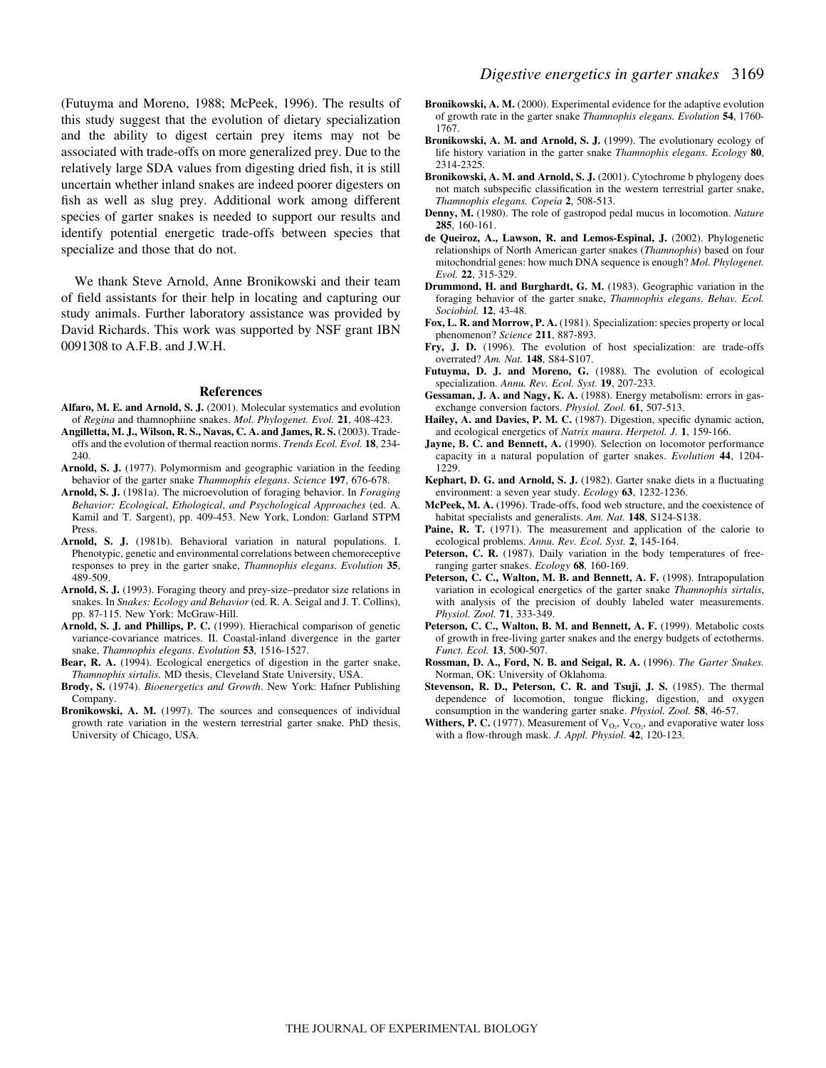(Futuyma and Moreno, 1988; McPeek, 1996). The results of this study suggest that the evolution of dietary specialization and the ability to digest certain prey items may not be associated with trade-offs on more generalized prey. Due to the relatively large SDA values from digesting dried fish, it is still uncertain whether inland snakes are indeed poorer digesters on fish as well as slug prey. Additional work among different species of garter snakes is needed to support our results and identify potential energetic trade-offs between species that specialize and those that do not.

We thank Steve Arnold, Anne Bronikowski and their team of field assistants for their help in locating and capturing our study animals. Further laboratory assistance was provided by David Richards. This work was supported by NSF grant IBN 0091308 to A.F.B. and J.W.H.

## References

**Alfaro, M. E. and Arnold, S. J.** (2001). Molecular systematics and evolution of *Regina* and thamnophiine snakes. *Mol. Phylogenet. Evol.* **21**, 408-423.

**Angilletta, M. J., Wilson, R. S., Navas, C. A. and James, R. S.** (2003). Trade-offs and the evolution of thermal reaction norms. *Trends Ecol. Evol.* **18**, 234-240.

**Arnold, S. J.** (1977). Polymormism and geographic variation in the feeding behavior of the garter snake *Thamnophis elegans*. *Science* **197**, 676-678.

**Arnold, S. J.** (1981a). The microevolution of foraging behavior. In *Foraging Behavior: Ecological, Ethological, and Psychological Approaches* (ed. A. Kamil and T. Sargent), pp. 409-453. New York, London: Garland STPM Press.

**Arnold, S. J.** (1981b). Behavioral variation in natural populations. I. Phenotypic, genetic and environmental correlations between chemoreceptive responses to prey in the garter snake, *Thamnophis elegans*. *Evolution* **35**, 489-509.

**Arnold, S. J.** (1993). Foraging theory and prey-size–predator size relations in snakes. In *Snakes: Ecology and Behavior* (ed. R. A. Seigal and J. T. Collins), pp. 87-115. New York: McGraw-Hill.

**Arnold, S. J. and Phillips, P. C.** (1999). Hierachical comparison of genetic variance-covariance matrices. II. Coastal-inland divergence in the garter snake, *Thamnophis elegans*. *Evolution* **53**, 1516-1527.

**Bear, R. A.** (1994). Ecological energetics of digestion in the garter snake, *Thamnophis sirtalis.* MD thesis, Cleveland State University, USA.

**Brody, S.** (1974). *Bioenergetics and Growth*. New York: Hafner Publishing Company.

**Bronikowski, A. M.** (1997). The sources and consequences of individual growth rate variation in the western terrestrial garter snake. PhD thesis, University of Chicago, USA.

**Bronikowski, A. M.** (2000). Experimental evidence for the adaptive evolution of growth rate in the garter snake *Thamnophis elegans. Evolution* **54**, 1760-1767.

**Bronikowski, A. M. and Arnold, S. J.** (1999). The evolutionary ecology of life history variation in the garter snake *Thamnophis elegans. Ecology* **80**, 2314-2325.

**Bronikowski, A. M. and Arnold, S. J.** (2001). Cytochrome b phylogeny does not match subspecific classification in the western terrestrial garter snake, *Thamnophis elegans. Copeia* **2**, 508-513.

**Denny, M.** (1980). The role of gastropod pedal mucus in locomotion. *Nature* **285**, 160-161.

**de Queiroz, A., Lawson, R. and Lemos-Espinal, J.** (2002). Phylogenetic relationships of North American garter snakes (*Thamnophis*) based on four mitochondrial genes: how much DNA sequence is enough? *Mol. Phylogenet. Evol.* **22**, 315-329.

**Drummond, H. and Burghardt, G. M.** (1983). Geographic variation in the foraging behavior of the garter snake, *Thamnophis elegans*. *Behav. Ecol. Sociobiol.* **12**, 43-48.

**Fox, L. R. and Morrow, P. A.** (1981). Specialization: species property or local phenomenon? *Science* **211**, 887-893.

**Fry, J. D.** (1996). The evolution of host specialization: are trade-offs overrated? *Am. Nat.* **148**, S84-S107.

**Futuyma, D. J. and Moreno, G.** (1988). The evolution of ecological specialization. *Annu. Rev. Ecol. Syst.* **19**, 207-233.

**Gessaman, J. A. and Nagy, K. A.** (1988). Energy metabolism: errors in gas-exchange conversion factors. *Physiol. Zool.* **61**, 507-513.

**Hailey, A. and Davies, P. M. C.** (1987). Digestion, specific dynamic action, and ecological energetics of *Natrix maura*. *Herpetol. J.* **1**, 159-166.

**Jayne, B. C. and Bennett, A.** (1990). Selection on locomotor performance capacity in a natural population of garter snakes. *Evolution* **44**, 1204-1229.

**Kephart, D. G. and Arnold, S. J.** (1982). Garter snake diets in a fluctuating environment: a seven year study. *Ecology* **63**, 1232-1236.

**McPeek, M. A.** (1996). Trade-offs, food web structure, and the coexistence of habitat specialists and generalists. *Am. Nat.* **148**, S124-S138.

**Paine, R. T.** (1971). The measurement and application of the calorie to ecological problems. *Annu. Rev. Ecol. Syst.* **2**, 145-164.

**Peterson, C. R.** (1987). Daily variation in the body temperatures of free-ranging garter snakes. *Ecology* **68**, 160-169.

**Peterson, C. C., Walton, M. B. and Bennett, A. F.** (1998). Intrapopulation variation in ecological energetics of the garter snake *Thamnophis sirtalis*, with analysis of the precision of doubly labeled water measurements. *Physiol. Zool.* **71**, 333-349.

**Peterson, C. C., Walton, B. M. and Bennett, A. F.** (1999). Metabolic costs of growth in free-living garter snakes and the energy budgets of ectotherms. *Funct. Ecol.* **13**, 500-507.

**Rossman, D. A., Ford, N. B. and Seigal, R. A.** (1996). *The Garter Snakes.* Norman, OK: University of Oklahoma.

**Stevenson, R. D., Peterson, C. R. and Tsuji, J. S.** (1985). The thermal dependence of locomotion, tongue flicking, digestion, and oxygen consumption in the wandering garter snake. *Physiol. Zool.* **58**, 46-57.

**Withers, P. C.** (1977). Measurement of $V_{O_2}$, $V_{CO_2}$, and evaporative water loss with a flow-through mask. *J. Appl. Physiol.* **42**, 120-123.